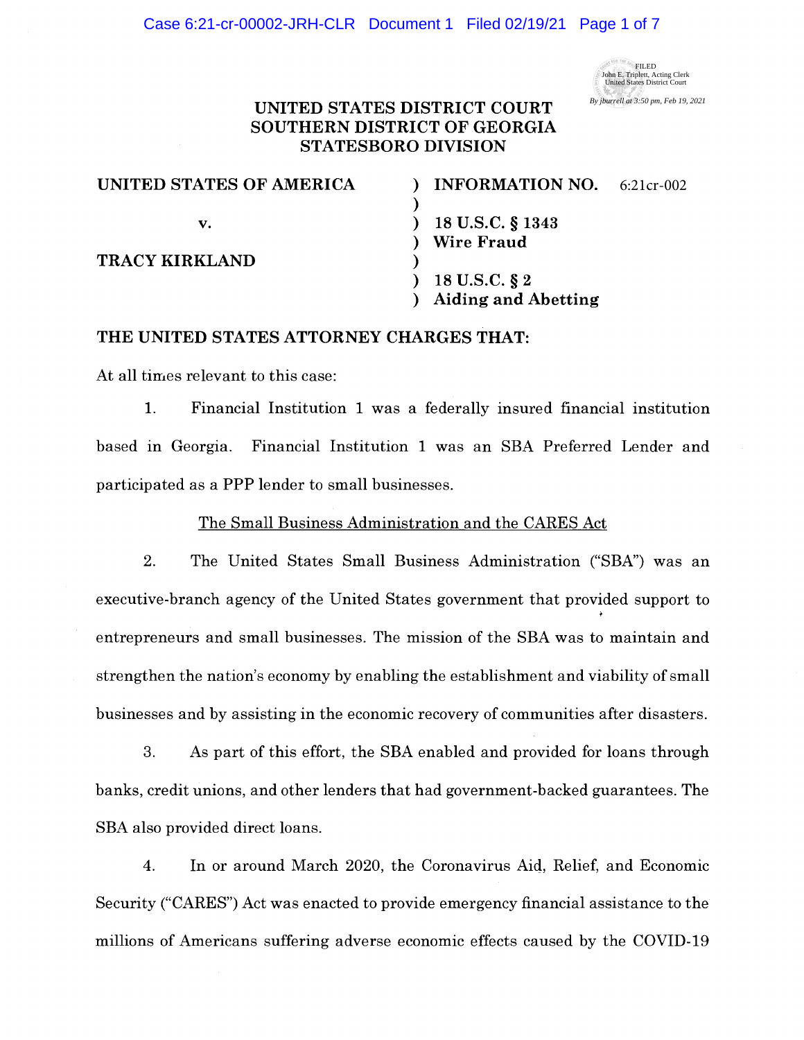FILED
John E. Triplett, Acting Clerk
United States District Court
By jburrell at 3:50 pm, Feb 19, 2021

# UNITED STATES DISTRICT COURT
# SOUTHERN DISTRICT OF GEORGIA
# STATESBORO DIVISION

| | | |
|---|---|---|
| **UNITED STATES OF AMERICA** | ) | **INFORMATION NO.** 6:21cr-002 |
| | ) | |
| **v.** | ) | **18 U.S.C. § 1343** |
| | ) | **Wire Fraud** |
| **TRACY KIRKLAND** | ) | |
| | ) | **18 U.S.C. § 2** |
| | ) | **Aiding and Abetting** |

**THE UNITED STATES ATTORNEY CHARGES THAT:**

At all times relevant to this case:

1. Financial Institution 1 was a federally insured financial institution based in Georgia. Financial Institution 1 was an SBA Preferred Lender and participated as a PPP lender to small businesses.

<u>The Small Business Administration and the CARES Act</u>

2. The United States Small Business Administration ("SBA") was an executive-branch agency of the United States government that provided support to entrepreneurs and small businesses. The mission of the SBA was to maintain and strengthen the nation's economy by enabling the establishment and viability of small businesses and by assisting in the economic recovery of communities after disasters.

3. As part of this effort, the SBA enabled and provided for loans through banks, credit unions, and other lenders that had government-backed guarantees. The SBA also provided direct loans.

4. In or around March 2020, the Coronavirus Aid, Relief, and Economic Security ("CARES") Act was enacted to provide emergency financial assistance to the millions of Americans suffering adverse economic effects caused by the COVID-19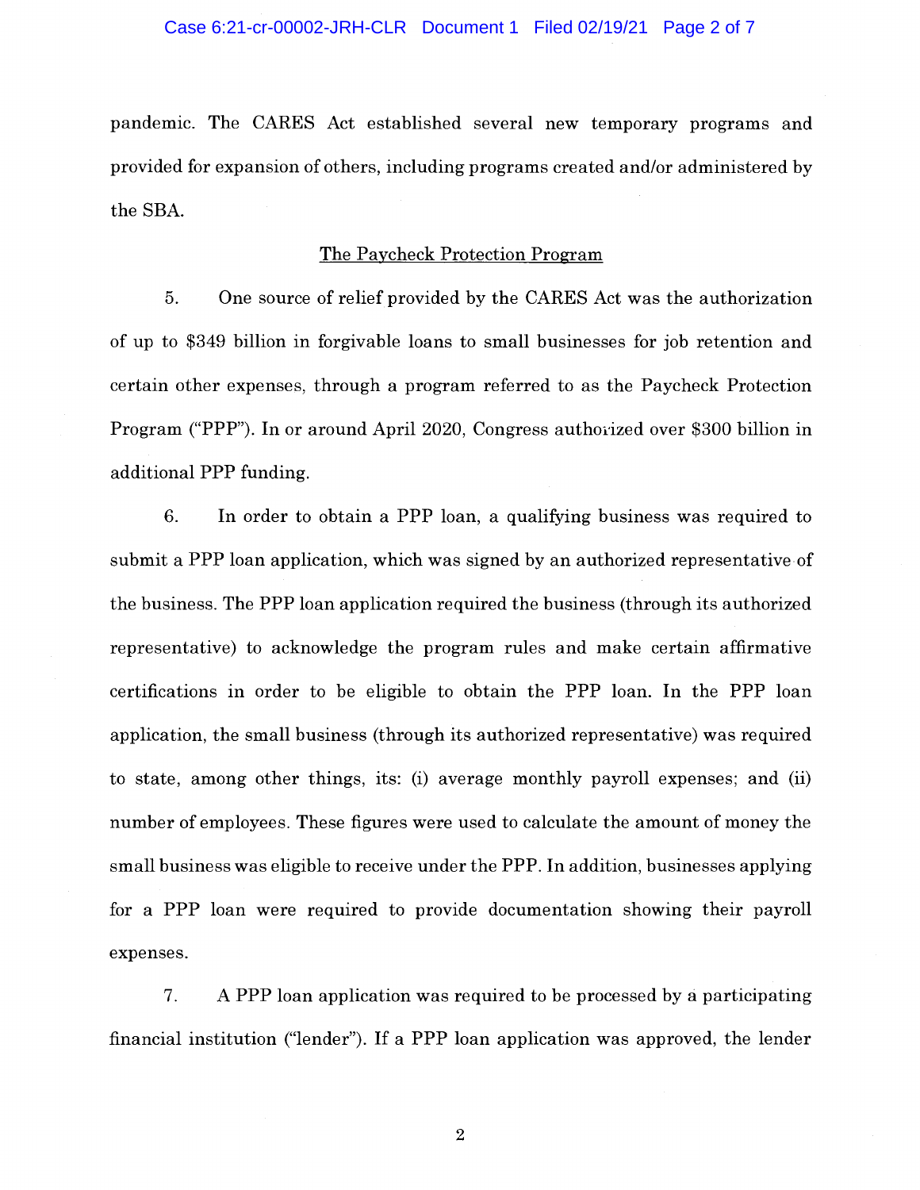pandemic. The CARES Act established several new temporary programs and provided for expansion of others, including programs created and/or administered by the SBA.

## The Paycheck Protection Program

5. One source of relief provided by the CARES Act was the authorization of up to $349 billion in forgivable loans to small businesses for job retention and certain other expenses, through a program referred to as the Paycheck Protection Program ("PPP"). In or around April 2020, Congress authorized over $300 billion in additional PPP funding.

6. In order to obtain a PPP loan, a qualifying business was required to submit a PPP loan application, which was signed by an authorized representative of the business. The PPP loan application required the business (through its authorized representative) to acknowledge the program rules and make certain affirmative certifications in order to be eligible to obtain the PPP loan. In the PPP loan application, the small business (through its authorized representative) was required to state, among other things, its: (i) average monthly payroll expenses; and (ii) number of employees. These figures were used to calculate the amount of money the small business was eligible to receive under the PPP. In addition, businesses applying for a PPP loan were required to provide documentation showing their payroll expenses.

7. A PPP loan application was required to be processed by a participating financial institution ("lender"). If a PPP loan application was approved, the lender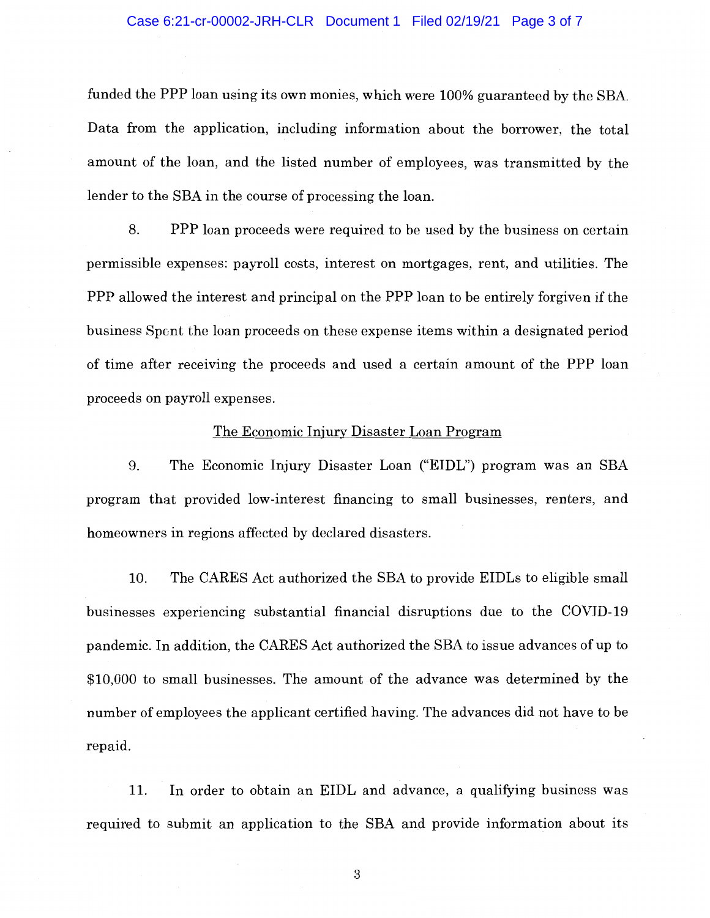funded the PPP loan using its own monies, which were 100% guaranteed by the SBA. Data from the application, including information about the borrower, the total amount of the loan, and the listed number of employees, was transmitted by the lender to the SBA in the course of processing the loan.

8. PPP loan proceeds were required to be used by the business on certain permissible expenses: payroll costs, interest on mortgages, rent, and utilities. The PPP allowed the interest and principal on the PPP loan to be entirely forgiven if the business Spent the loan proceeds on these expense items within a designated period of time after receiving the proceeds and used a certain amount of the PPP loan proceeds on payroll expenses.

## The Economic Injury Disaster Loan Program

9. The Economic Injury Disaster Loan ("EIDL") program was an SBA program that provided low-interest financing to small businesses, renters, and homeowners in regions affected by declared disasters.

10. The CARES Act authorized the SBA to provide EIDLs to eligible small businesses experiencing substantial financial disruptions due to the COVID-19 pandemic. In addition, the CARES Act authorized the SBA to issue advances of up to $10,000 to small businesses. The amount of the advance was determined by the number of employees the applicant certified having. The advances did not have to be repaid.

11. In order to obtain an EIDL and advance, a qualifying business was required to submit an application to the SBA and provide information about its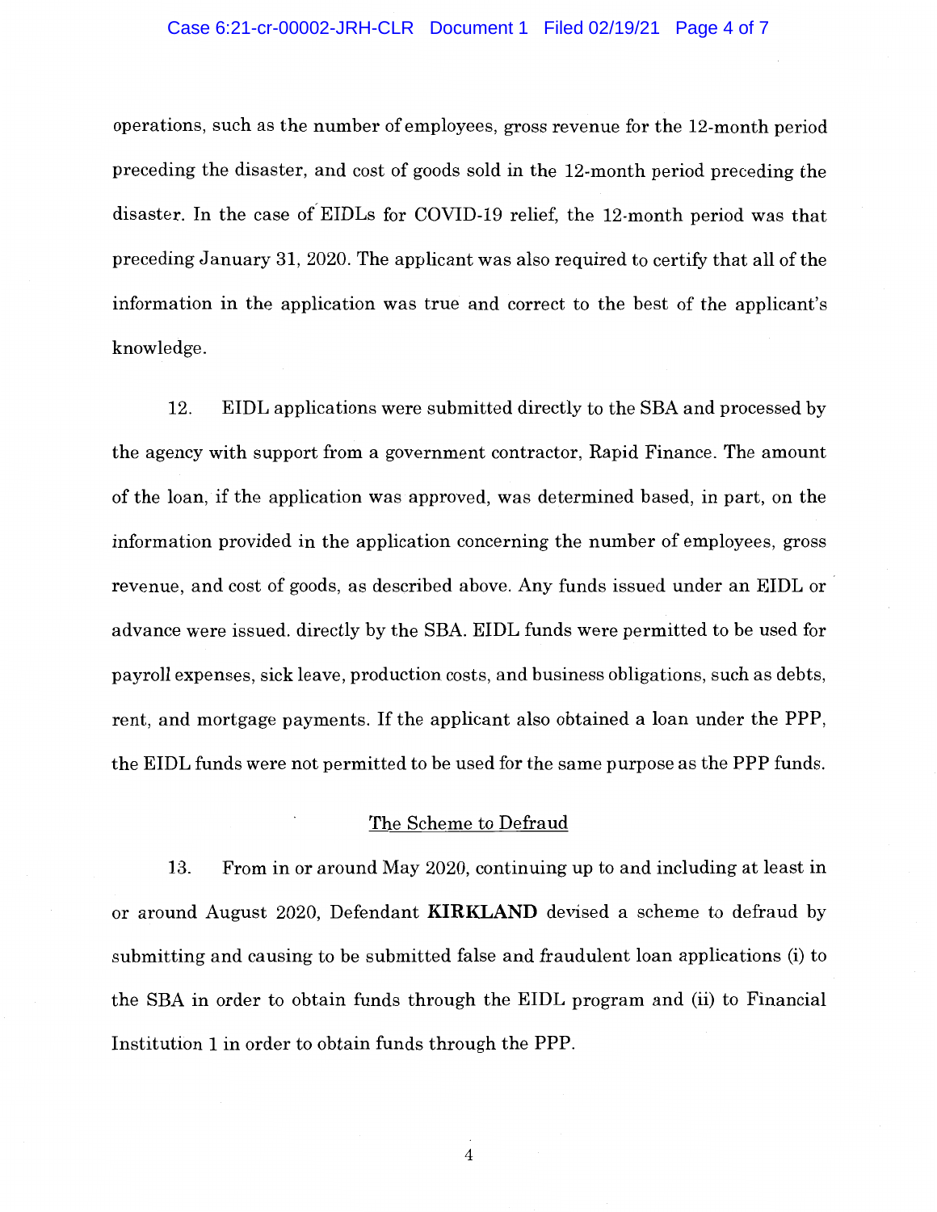operations, such as the number of employees, gross revenue for the 12-month period preceding the disaster, and cost of goods sold in the 12-month period preceding the disaster. In the case of EIDLs for COVID-19 relief, the 12-month period was that preceding January 31, 2020. The applicant was also required to certify that all of the information in the application was true and correct to the best of the applicant's knowledge.

12. EIDL applications were submitted directly to the SBA and processed by the agency with support from a government contractor, Rapid Finance. The amount of the loan, if the application was approved, was determined based, in part, on the information provided in the application concerning the number of employees, gross revenue, and cost of goods, as described above. Any funds issued under an EIDL or advance were issued. directly by the SBA. EIDL funds were permitted to be used for payroll expenses, sick leave, production costs, and business obligations, such as debts, rent, and mortgage payments. If the applicant also obtained a loan under the PPP, the EIDL funds were not permitted to be used for the same purpose as the PPP funds.

## The Scheme to Defraud

13. From in or around May 2020, continuing up to and including at least in or around August 2020, Defendant **KIRKLAND** devised a scheme to defraud by submitting and causing to be submitted false and fraudulent loan applications (i) to the SBA in order to obtain funds through the EIDL program and (ii) to Financial Institution 1 in order to obtain funds through the PPP.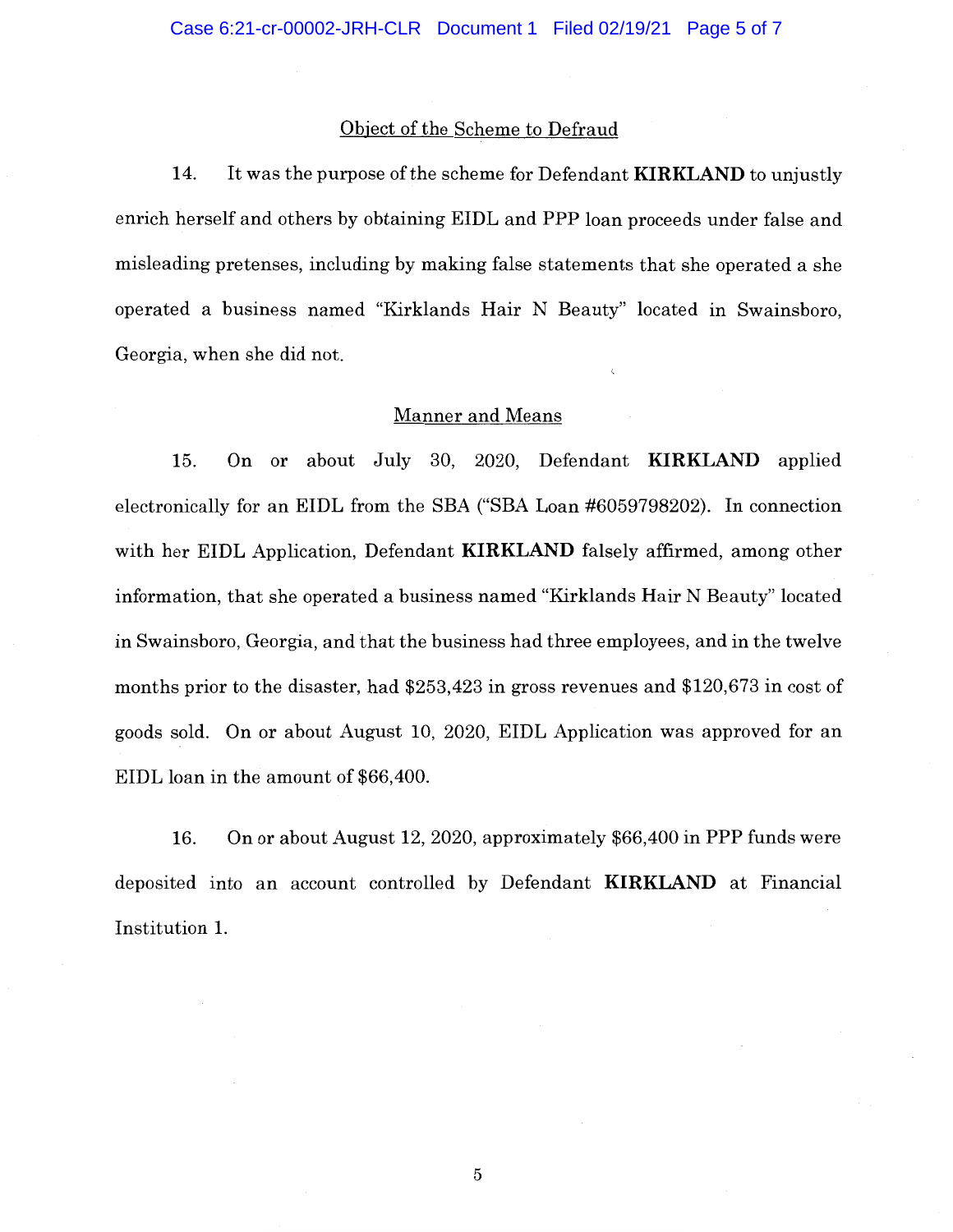## Object of the Scheme to Defraud

14. It was the purpose of the scheme for Defendant **KIRKLAND** to unjustly enrich herself and others by obtaining EIDL and PPP loan proceeds under false and misleading pretenses, including by making false statements that she operated a she operated a business named "Kirklands Hair N Beauty" located in Swainsboro, Georgia, when she did not.

## Manner and Means

15. On or about July 30, 2020, Defendant **KIRKLAND** applied electronically for an EIDL from the SBA ("SBA Loan #6059798202). In connection with her EIDL Application, Defendant **KIRKLAND** falsely affirmed, among other information, that she operated a business named "Kirklands Hair N Beauty" located in Swainsboro, Georgia, and that the business had three employees, and in the twelve months prior to the disaster, had $253,423 in gross revenues and $120,673 in cost of goods sold. On or about August 10, 2020, EIDL Application was approved for an EIDL loan in the amount of $66,400.

16. On or about August 12, 2020, approximately $66,400 in PPP funds were deposited into an account controlled by Defendant **KIRKLAND** at Financial Institution 1.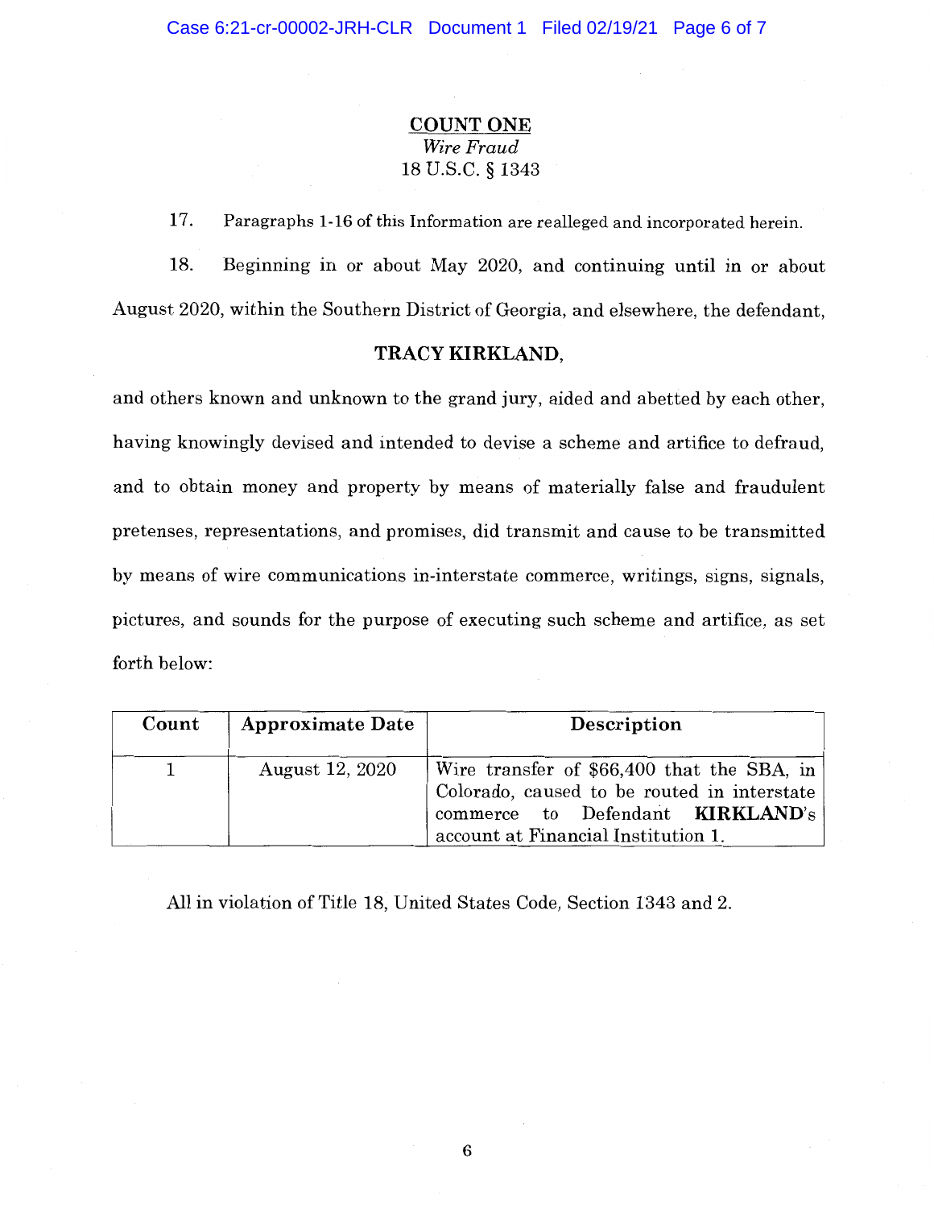**COUNT ONE**

*Wire Fraud*

18 U.S.C. § 1343

17. Paragraphs 1-16 of this Information are realleged and incorporated herein.

18. Beginning in or about May 2020, and continuing until in or about August 2020, within the Southern District of Georgia, and elsewhere, the defendant,

**TRACY KIRKLAND,**

and others known and unknown to the grand jury, aided and abetted by each other, having knowingly devised and intended to devise a scheme and artifice to defraud, and to obtain money and property by means of materially false and fraudulent pretenses, representations, and promises, did transmit and cause to be transmitted by means of wire communications in-interstate commerce, writings, signs, signals, pictures, and sounds for the purpose of executing such scheme and artifice, as set forth below:

| Count | Approximate Date | Description |
|---|---|---|
| 1 | August 12, 2020 | Wire transfer of $66,400 that the SBA, in Colorado, caused to be routed in interstate commerce to Defendant **KIRKLAND**'s account at Financial Institution 1. |

All in violation of Title 18, United States Code, Section 1343 and 2.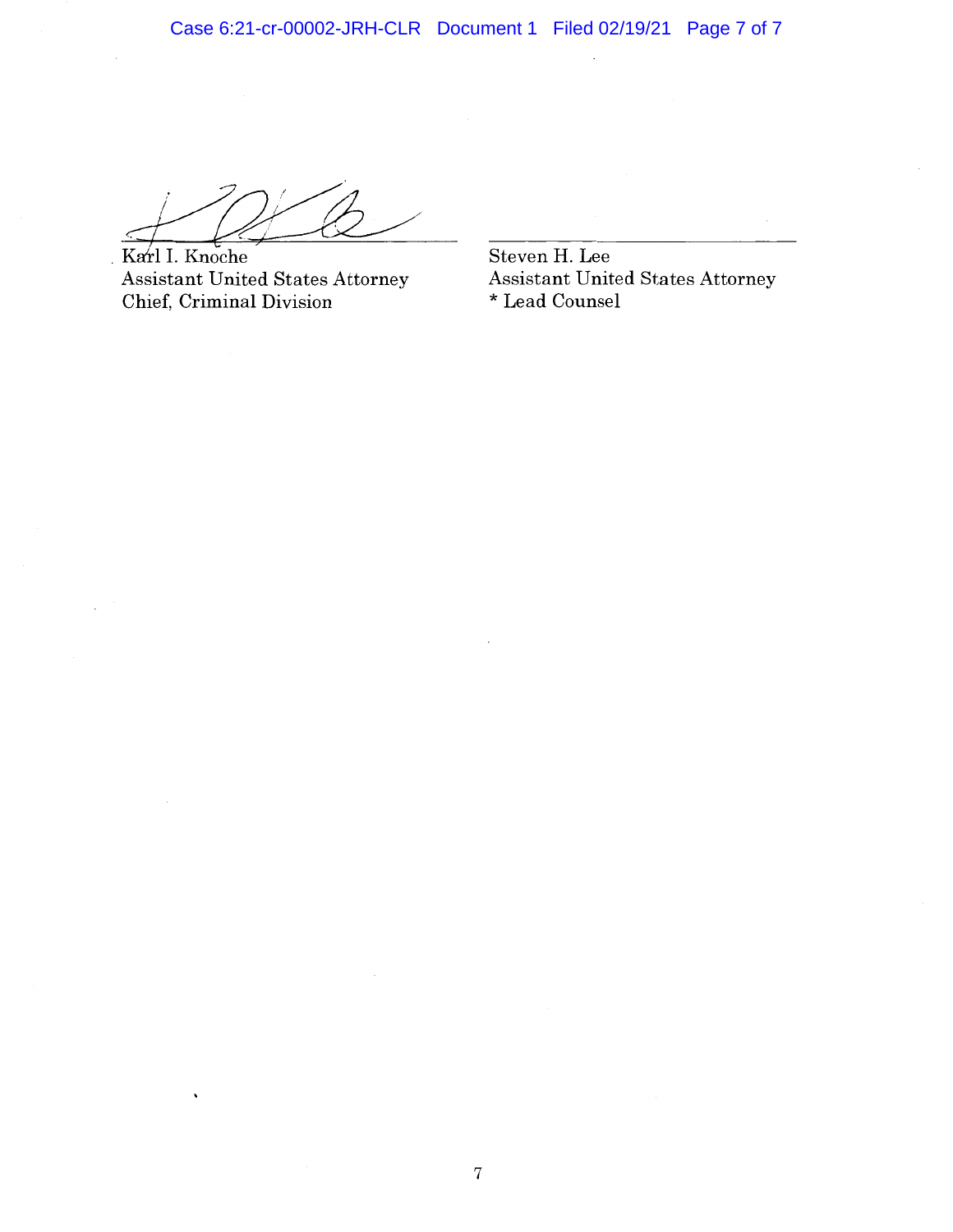Karl I. Knoche
Assistant United States Attorney
Chief, Criminal Division

Steven H. Lee
Assistant United States Attorney
* Lead Counsel